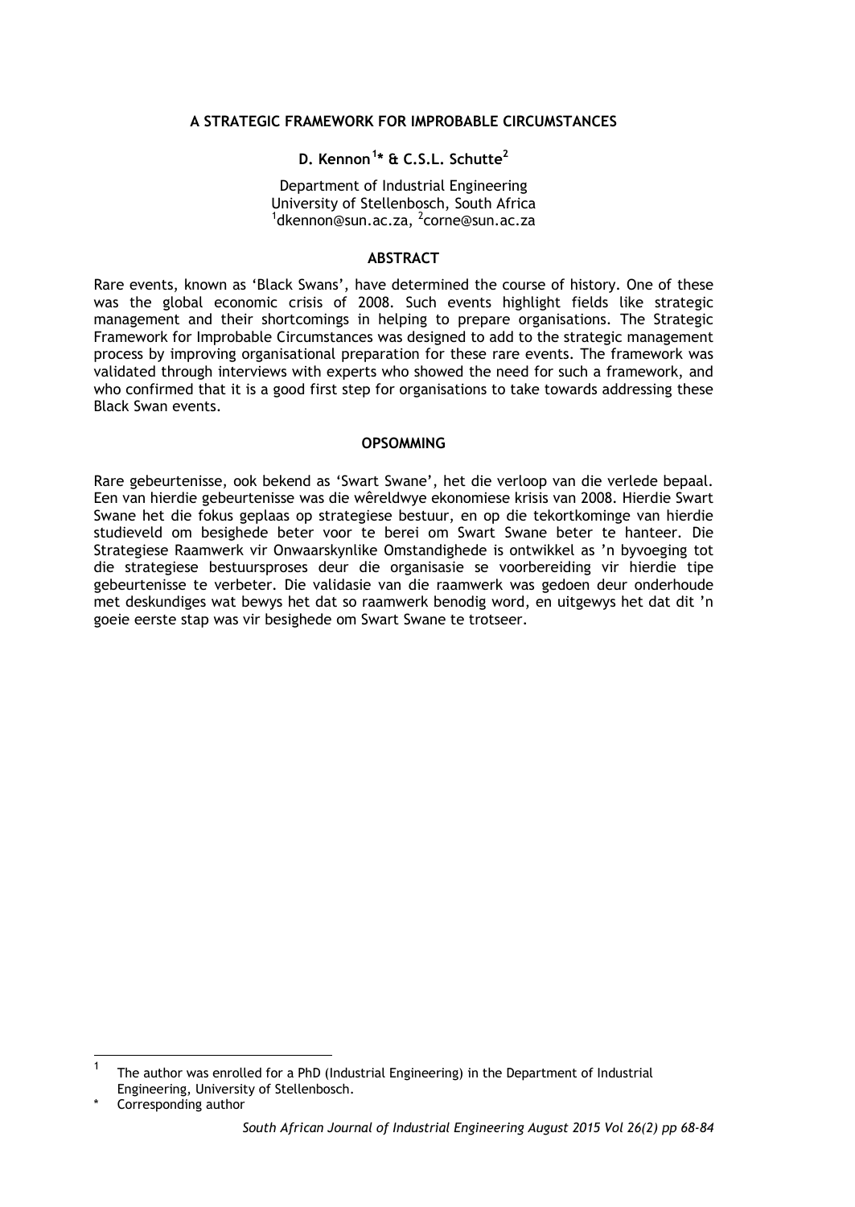# A STRATEGIC FRAMEWORK FOR IMPROBABLE CIRCUMSTANCES

**D. Kennon[1]* & C.S.L. Schutte[2]**

Department of Industrial Engineering
University of Stellenbosch, South Africa
[1]dkennon@sun.ac.za, [2]corne@sun.ac.za

## ABSTRACT

Rare events, known as 'Black Swans', have determined the course of history. One of these was the global economic crisis of 2008. Such events highlight fields like strategic management and their shortcomings in helping to prepare organisations. The Strategic Framework for Improbable Circumstances was designed to add to the strategic management process by improving organisational preparation for these rare events. The framework was validated through interviews with experts who showed the need for such a framework, and who confirmed that it is a good first step for organisations to take towards addressing these Black Swan events.

## OPSOMMING

Rare gebeurtenisse, ook bekend as 'Swart Swane', het die verloop van die verlede bepaal. Een van hierdie gebeurtenisse was die wêreldwye ekonomiese krisis van 2008. Hierdie Swart Swane het die fokus geplaas op strategiese bestuur, en op die tekortkominge van hierdie studieveld om besighede beter voor te berei om Swart Swane beter te hanteer. Die Strategiese Raamwerk vir Onwaarskynlike Omstandighede is ontwikkel as 'n byvoeging tot die strategiese bestuursproses deur die organisasie se voorbereiding vir hierdie tipe gebeurtenisse te verbeter. Die validasie van die raamwerk was gedoen deur onderhoude met deskundiges wat bewys het dat so raamwerk benodig word, en uitgewys het dat dit 'n goeie eerste stap was vir besighede om Swart Swane te trotseer.

---

[1] The author was enrolled for a PhD (Industrial Engineering) in the Department of Industrial Engineering, University of Stellenbosch.

\* Corresponding author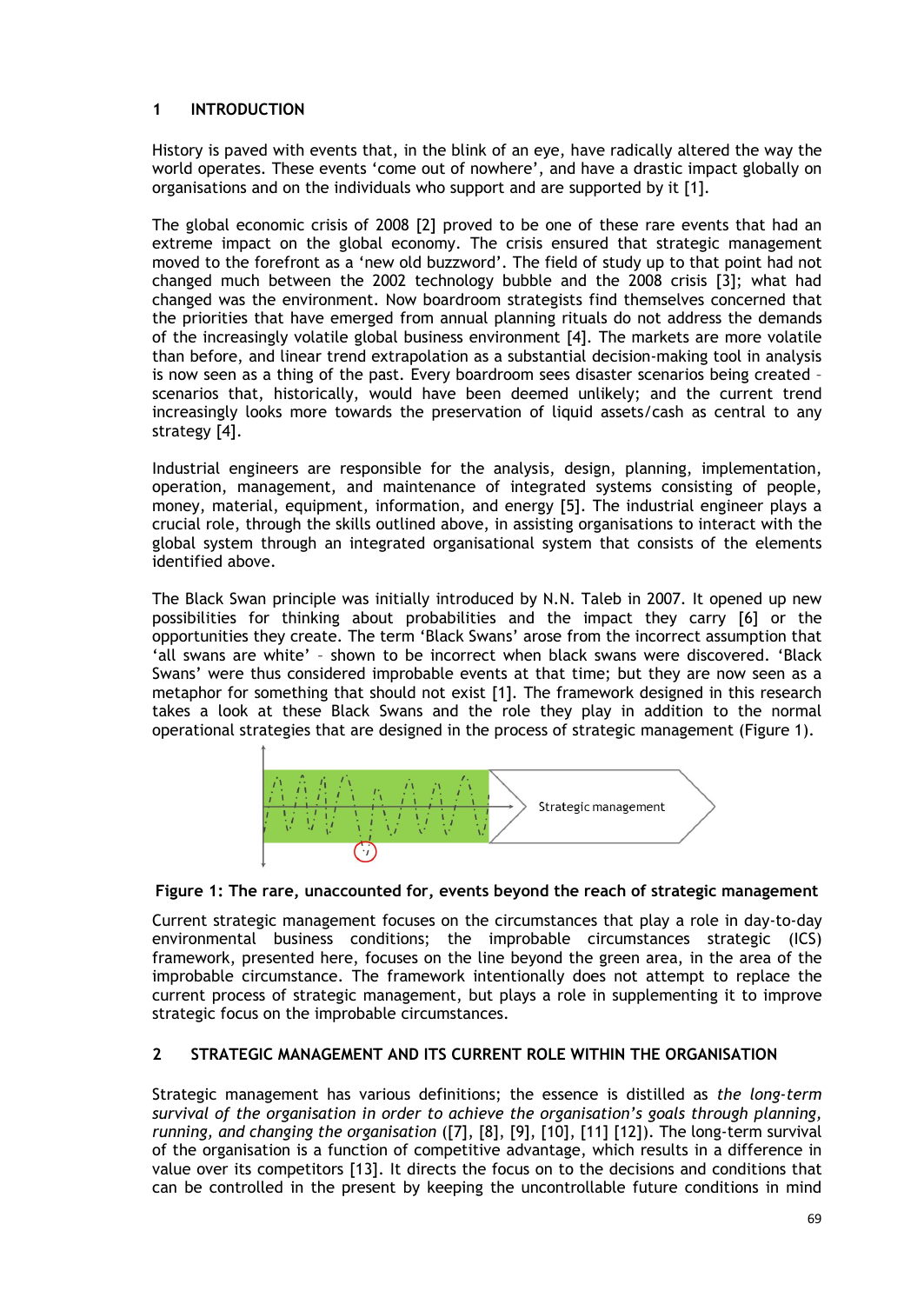## 1 INTRODUCTION

History is paved with events that, in the blink of an eye, have radically altered the way the world operates. These events 'come out of nowhere', and have a drastic impact globally on organisations and on the individuals who support and are supported by it [1].

The global economic crisis of 2008 [2] proved to be one of these rare events that had an extreme impact on the global economy. The crisis ensured that strategic management moved to the forefront as a 'new old buzzword'. The field of study up to that point had not changed much between the 2002 technology bubble and the 2008 crisis [3]; what had changed was the environment. Now boardroom strategists find themselves concerned that the priorities that have emerged from annual planning rituals do not address the demands of the increasingly volatile global business environment [4]. The markets are more volatile than before, and linear trend extrapolation as a substantial decision-making tool in analysis is now seen as a thing of the past. Every boardroom sees disaster scenarios being created – scenarios that, historically, would have been deemed unlikely; and the current trend increasingly looks more towards the preservation of liquid assets/cash as central to any strategy [4].

Industrial engineers are responsible for the analysis, design, planning, implementation, operation, management, and maintenance of integrated systems consisting of people, money, material, equipment, information, and energy [5]. The industrial engineer plays a crucial role, through the skills outlined above, in assisting organisations to interact with the global system through an integrated organisational system that consists of the elements identified above.

The Black Swan principle was initially introduced by N.N. Taleb in 2007. It opened up new possibilities for thinking about probabilities and the impact they carry [6] or the opportunities they create. The term 'Black Swans' arose from the incorrect assumption that 'all swans are white' – shown to be incorrect when black swans were discovered. 'Black Swans' were thus considered improbable events at that time; but they are now seen as a metaphor for something that should not exist [1]. The framework designed in this research takes a look at these Black Swans and the role they play in addition to the normal operational strategies that are designed in the process of strategic management (Figure 1).

**Figure 1: The rare, unaccounted for, events beyond the reach of strategic management**

Current strategic management focuses on the circumstances that play a role in day-to-day environmental business conditions; the improbable circumstances strategic (ICS) framework, presented here, focuses on the line beyond the green area, in the area of the improbable circumstance. The framework intentionally does not attempt to replace the current process of strategic management, but plays a role in supplementing it to improve strategic focus on the improbable circumstances.

## 2 STRATEGIC MANAGEMENT AND ITS CURRENT ROLE WITHIN THE ORGANISATION

Strategic management has various definitions; the essence is distilled as *the long-term survival of the organisation in order to achieve the organisation's goals through planning, running, and changing the organisation* ([7], [8], [9], [10], [11] [12]). The long-term survival of the organisation is a function of competitive advantage, which results in a difference in value over its competitors [13]. It directs the focus on to the decisions and conditions that can be controlled in the present by keeping the uncontrollable future conditions in mind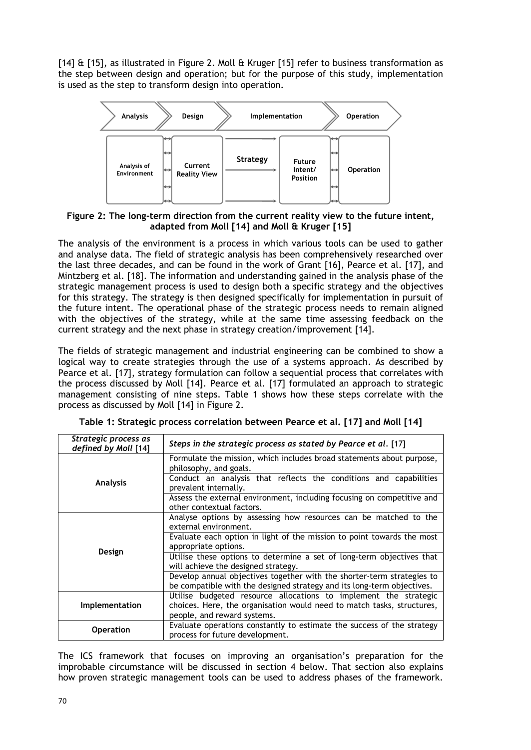[14] & [15], as illustrated in Figure 2. Moll & Kruger [15] refer to business transformation as the step between design and operation; but for the purpose of this study, implementation is used as the step to transform design into operation.

**Figure 2: The long-term direction from the current reality view to the future intent, adapted from Moll [14] and Moll & Kruger [15]**

The analysis of the environment is a process in which various tools can be used to gather and analyse data. The field of strategic analysis has been comprehensively researched over the last three decades, and can be found in the work of Grant [16], Pearce et al. [17], and Mintzberg et al. [18]. The information and understanding gained in the analysis phase of the strategic management process is used to design both a specific strategy and the objectives for this strategy. The strategy is then designed specifically for implementation in pursuit of the future intent. The operational phase of the strategic process needs to remain aligned with the objectives of the strategy, while at the same time assessing feedback on the current strategy and the next phase in strategy creation/improvement [14].

The fields of strategic management and industrial engineering can be combined to show a logical way to create strategies through the use of a systems approach. As described by Pearce et al. [17], strategy formulation can follow a sequential process that correlates with the process discussed by Moll [14]. Pearce et al. [17] formulated an approach to strategic management consisting of nine steps. Table 1 shows how these steps correlate with the process as discussed by Moll [14] in Figure 2.

**Table 1: Strategic process correlation between Pearce et al. [17] and Moll [14]**

| *Strategic process as defined by Moll* [14] | *Steps in the strategic process as stated by Pearce et al.* [17] |
|---|---|
| **Analysis** | Formulate the mission, which includes broad statements about purpose, philosophy, and goals. |
| | Conduct an analysis that reflects the conditions and capabilities prevalent internally. |
| | Assess the external environment, including focusing on competitive and other contextual factors. |
| **Design** | Analyse options by assessing how resources can be matched to the external environment. |
| | Evaluate each option in light of the mission to point towards the most appropriate options. |
| | Utilise these options to determine a set of long-term objectives that will achieve the designed strategy. |
| | Develop annual objectives together with the shorter-term strategies to be compatible with the designed strategy and its long-term objectives. |
| **Implementation** | Utilise budgeted resource allocations to implement the strategic choices. Here, the organisation would need to match tasks, structures, people, and reward systems. |
| **Operation** | Evaluate operations constantly to estimate the success of the strategy process for future development. |

The ICS framework that focuses on improving an organisation's preparation for the improbable circumstance will be discussed in section 4 below. That section also explains how proven strategic management tools can be used to address phases of the framework.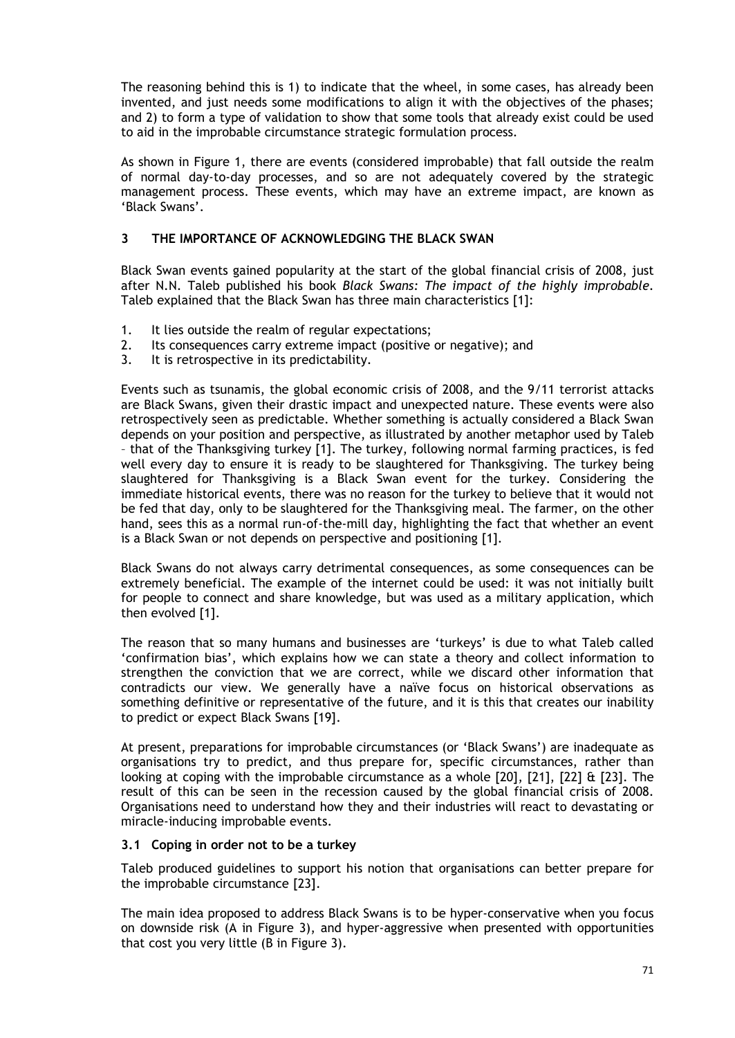The reasoning behind this is 1) to indicate that the wheel, in some cases, has already been invented, and just needs some modifications to align it with the objectives of the phases; and 2) to form a type of validation to show that some tools that already exist could be used to aid in the improbable circumstance strategic formulation process.

As shown in Figure 1, there are events (considered improbable) that fall outside the realm of normal day-to-day processes, and so are not adequately covered by the strategic management process. These events, which may have an extreme impact, are known as 'Black Swans'.

## 3 THE IMPORTANCE OF ACKNOWLEDGING THE BLACK SWAN

Black Swan events gained popularity at the start of the global financial crisis of 2008, just after N.N. Taleb published his book *Black Swans: The impact of the highly improbable*. Taleb explained that the Black Swan has three main characteristics [1]:

1. It lies outside the realm of regular expectations;
2. Its consequences carry extreme impact (positive or negative); and
3. It is retrospective in its predictability.

Events such as tsunamis, the global economic crisis of 2008, and the 9/11 terrorist attacks are Black Swans, given their drastic impact and unexpected nature. These events were also retrospectively seen as predictable. Whether something is actually considered a Black Swan depends on your position and perspective, as illustrated by another metaphor used by Taleb – that of the Thanksgiving turkey [1]. The turkey, following normal farming practices, is fed well every day to ensure it is ready to be slaughtered for Thanksgiving. The turkey being slaughtered for Thanksgiving is a Black Swan event for the turkey. Considering the immediate historical events, there was no reason for the turkey to believe that it would not be fed that day, only to be slaughtered for the Thanksgiving meal. The farmer, on the other hand, sees this as a normal run-of-the-mill day, highlighting the fact that whether an event is a Black Swan or not depends on perspective and positioning [1].

Black Swans do not always carry detrimental consequences, as some consequences can be extremely beneficial. The example of the internet could be used: it was not initially built for people to connect and share knowledge, but was used as a military application, which then evolved [1].

The reason that so many humans and businesses are 'turkeys' is due to what Taleb called 'confirmation bias', which explains how we can state a theory and collect information to strengthen the conviction that we are correct, while we discard other information that contradicts our view. We generally have a naïve focus on historical observations as something definitive or representative of the future, and it is this that creates our inability to predict or expect Black Swans [19].

At present, preparations for improbable circumstances (or 'Black Swans') are inadequate as organisations try to predict, and thus prepare for, specific circumstances, rather than looking at coping with the improbable circumstance as a whole [20], [21], [22] & [23]. The result of this can be seen in the recession caused by the global financial crisis of 2008. Organisations need to understand how they and their industries will react to devastating or miracle-inducing improbable events.

### 3.1 Coping in order not to be a turkey

Taleb produced guidelines to support his notion that organisations can better prepare for the improbable circumstance [23].

The main idea proposed to address Black Swans is to be hyper-conservative when you focus on downside risk (A in Figure 3), and hyper-aggressive when presented with opportunities that cost you very little (B in Figure 3).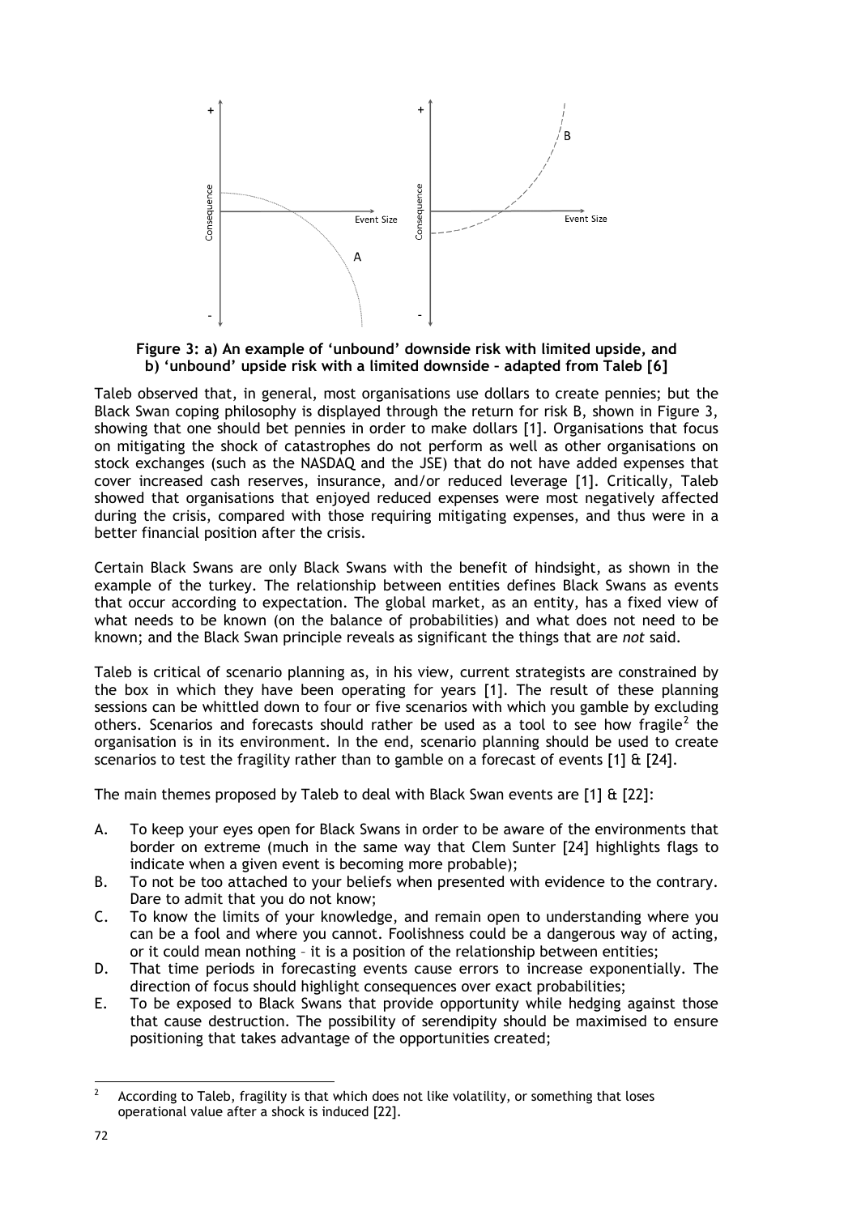**Figure 3: a) An example of 'unbound' downside risk with limited upside, and b) 'unbound' upside risk with a limited downside – adapted from Taleb [6]**

Taleb observed that, in general, most organisations use dollars to create pennies; but the Black Swan coping philosophy is displayed through the return for risk B, shown in Figure 3, showing that one should bet pennies in order to make dollars [1]. Organisations that focus on mitigating the shock of catastrophes do not perform as well as other organisations on stock exchanges (such as the NASDAQ and the JSE) that do not have added expenses that cover increased cash reserves, insurance, and/or reduced leverage [1]. Critically, Taleb showed that organisations that enjoyed reduced expenses were most negatively affected during the crisis, compared with those requiring mitigating expenses, and thus were in a better financial position after the crisis.

Certain Black Swans are only Black Swans with the benefit of hindsight, as shown in the example of the turkey. The relationship between entities defines Black Swans as events that occur according to expectation. The global market, as an entity, has a fixed view of what needs to be known (on the balance of probabilities) and what does not need to be known; and the Black Swan principle reveals as significant the things that are *not* said.

Taleb is critical of scenario planning as, in his view, current strategists are constrained by the box in which they have been operating for years [1]. The result of these planning sessions can be whittled down to four or five scenarios with which you gamble by excluding others. Scenarios and forecasts should rather be used as a tool to see how fragile[2] the organisation is in its environment. In the end, scenario planning should be used to create scenarios to test the fragility rather than to gamble on a forecast of events [1] & [24].

The main themes proposed by Taleb to deal with Black Swan events are [1] & [22]:

A. To keep your eyes open for Black Swans in order to be aware of the environments that border on extreme (much in the same way that Clem Sunter [24] highlights flags to indicate when a given event is becoming more probable);
B. To not be too attached to your beliefs when presented with evidence to the contrary. Dare to admit that you do not know;
C. To know the limits of your knowledge, and remain open to understanding where you can be a fool and where you cannot. Foolishness could be a dangerous way of acting, or it could mean nothing – it is a position of the relationship between entities;
D. That time periods in forecasting events cause errors to increase exponentially. The direction of focus should highlight consequences over exact probabilities;
E. To be exposed to Black Swans that provide opportunity while hedging against those that cause destruction. The possibility of serendipity should be maximised to ensure positioning that takes advantage of the opportunities created;

[2] According to Taleb, fragility is that which does not like volatility, or something that loses operational value after a shock is induced [22].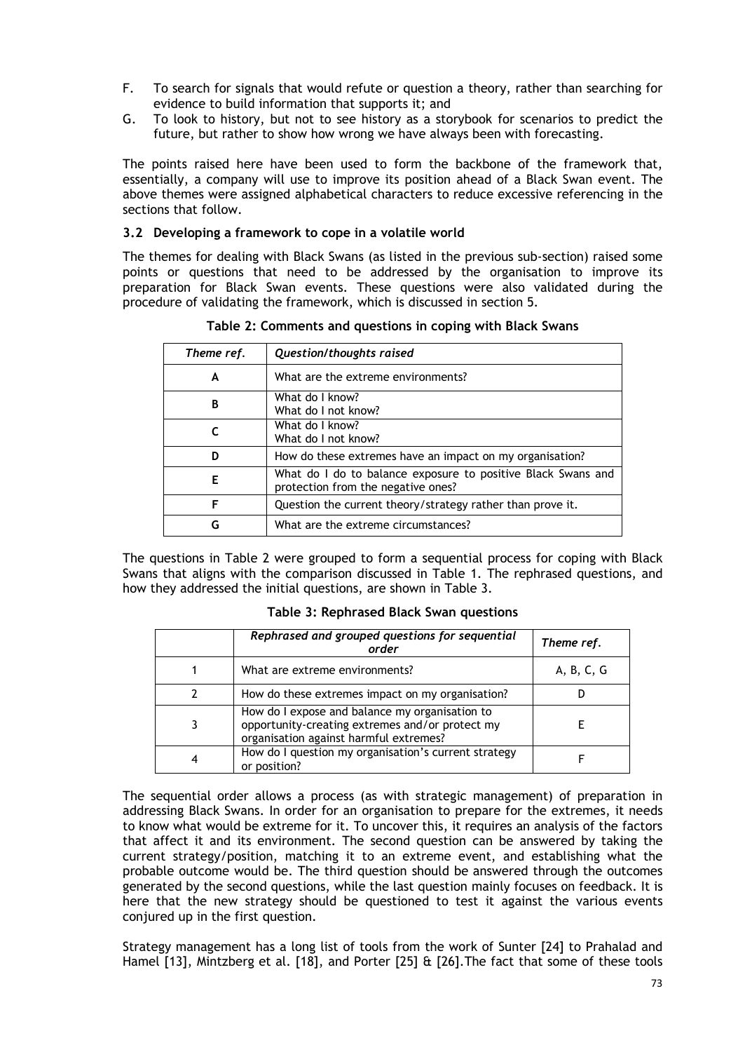F. To search for signals that would refute or question a theory, rather than searching for evidence to build information that supports it; and
G. To look to history, but not to see history as a storybook for scenarios to predict the future, but rather to show how wrong we have always been with forecasting.

The points raised here have been used to form the backbone of the framework that, essentially, a company will use to improve its position ahead of a Black Swan event. The above themes were assigned alphabetical characters to reduce excessive referencing in the sections that follow.

### 3.2 Developing a framework to cope in a volatile world

The themes for dealing with Black Swans (as listed in the previous sub-section) raised some points or questions that need to be addressed by the organisation to improve its preparation for Black Swan events. These questions were also validated during the procedure of validating the framework, which is discussed in section 5.

**Table 2: Comments and questions in coping with Black Swans**

| *Theme ref.* | *Question/thoughts raised* |
|---|---|
| A | What are the extreme environments? |
| B | What do I know?<br>What do I not know? |
| C | What do I know?<br>What do I not know? |
| D | How do these extremes have an impact on my organisation? |
| E | What do I do to balance exposure to positive Black Swans and protection from the negative ones? |
| F | Question the current theory/strategy rather than prove it. |
| G | What are the extreme circumstances? |

The questions in Table 2 were grouped to form a sequential process for coping with Black Swans that aligns with the comparison discussed in Table 1. The rephrased questions, and how they addressed the initial questions, are shown in Table 3.

**Table 3: Rephrased Black Swan questions**

| | *Rephrased and grouped questions for sequential order* | *Theme ref.* |
|---|---|---|
| 1 | What are extreme environments? | A, B, C, G |
| 2 | How do these extremes impact on my organisation? | D |
| 3 | How do I expose and balance my organisation to opportunity-creating extremes and/or protect my organisation against harmful extremes? | E |
| 4 | How do I question my organisation's current strategy or position? | F |

The sequential order allows a process (as with strategic management) of preparation in addressing Black Swans. In order for an organisation to prepare for the extremes, it needs to know what would be extreme for it. To uncover this, it requires an analysis of the factors that affect it and its environment. The second question can be answered by taking the current strategy/position, matching it to an extreme event, and establishing what the probable outcome would be. The third question should be answered through the outcomes generated by the second questions, while the last question mainly focuses on feedback. It is here that the new strategy should be questioned to test it against the various events conjured up in the first question.

Strategy management has a long list of tools from the work of Sunter [24] to Prahalad and Hamel [13], Mintzberg et al. [18], and Porter [25] & [26].The fact that some of these tools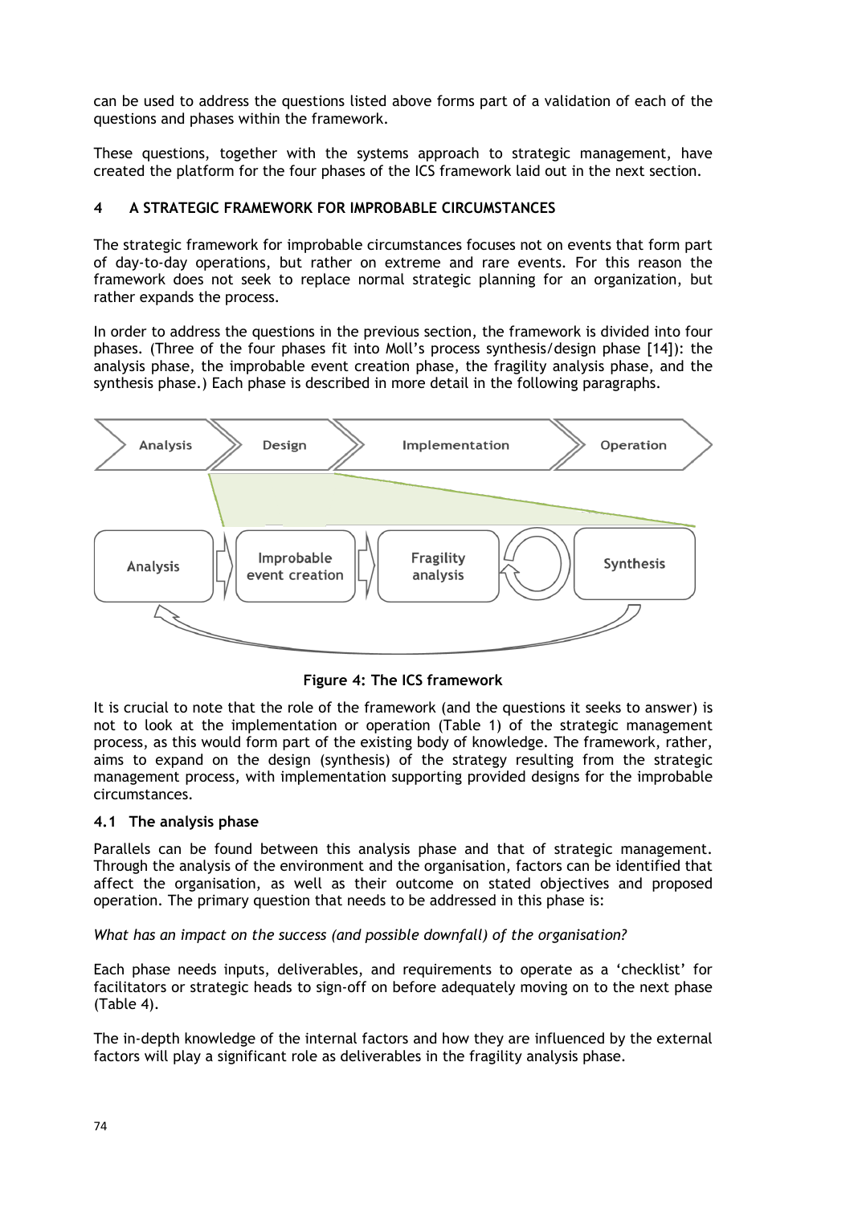can be used to address the questions listed above forms part of a validation of each of the questions and phases within the framework.

These questions, together with the systems approach to strategic management, have created the platform for the four phases of the ICS framework laid out in the next section.

## 4 A STRATEGIC FRAMEWORK FOR IMPROBABLE CIRCUMSTANCES

The strategic framework for improbable circumstances focuses not on events that form part of day-to-day operations, but rather on extreme and rare events. For this reason the framework does not seek to replace normal strategic planning for an organization, but rather expands the process.

In order to address the questions in the previous section, the framework is divided into four phases. (Three of the four phases fit into Moll's process synthesis/design phase [14]): the analysis phase, the improbable event creation phase, the fragility analysis phase, and the synthesis phase.) Each phase is described in more detail in the following paragraphs.

**Figure 4: The ICS framework**

It is crucial to note that the role of the framework (and the questions it seeks to answer) is not to look at the implementation or operation (Table 1) of the strategic management process, as this would form part of the existing body of knowledge. The framework, rather, aims to expand on the design (synthesis) of the strategy resulting from the strategic management process, with implementation supporting provided designs for the improbable circumstances.

### 4.1 The analysis phase

Parallels can be found between this analysis phase and that of strategic management. Through the analysis of the environment and the organisation, factors can be identified that affect the organisation, as well as their outcome on stated objectives and proposed operation. The primary question that needs to be addressed in this phase is:

*What has an impact on the success (and possible downfall) of the organisation?*

Each phase needs inputs, deliverables, and requirements to operate as a 'checklist' for facilitators or strategic heads to sign-off on before adequately moving on to the next phase (Table 4).

The in-depth knowledge of the internal factors and how they are influenced by the external factors will play a significant role as deliverables in the fragility analysis phase.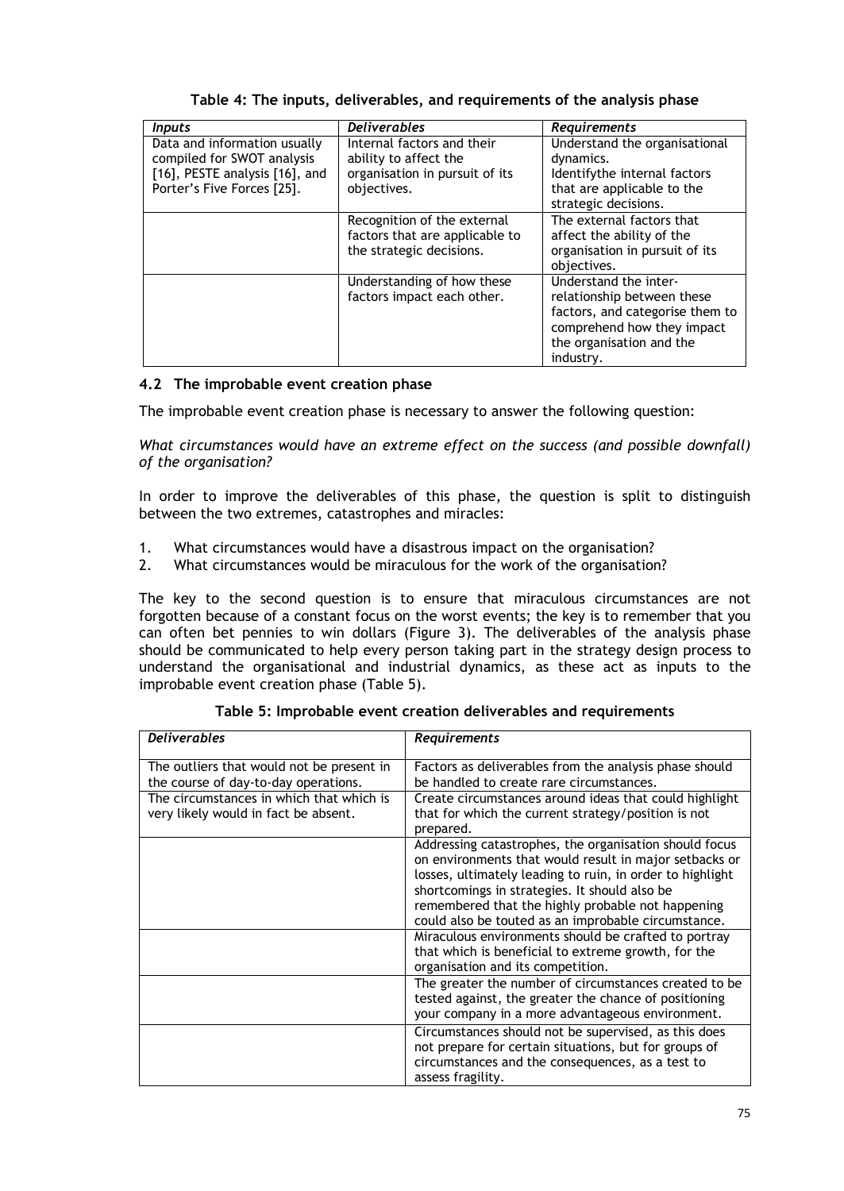**Table 4: The inputs, deliverables, and requirements of the analysis phase**

| *Inputs* | *Deliverables* | *Requirements* |
|---|---|---|
| Data and information usually compiled for SWOT analysis [16], PESTE analysis [16], and Porter's Five Forces [25]. | Internal factors and their ability to affect the organisation in pursuit of its objectives. | Understand the organisational dynamics. Identifythe internal factors that are applicable to the strategic decisions. |
| | Recognition of the external factors that are applicable to the strategic decisions. | The external factors that affect the ability of the organisation in pursuit of its objectives. |
| | Understanding of how these factors impact each other. | Understand the inter-relationship between these factors, and categorise them to comprehend how they impact the organisation and the industry. |

### 4.2 The improbable event creation phase

The improbable event creation phase is necessary to answer the following question:

*What circumstances would have an extreme effect on the success (and possible downfall) of the organisation?*

In order to improve the deliverables of this phase, the question is split to distinguish between the two extremes, catastrophes and miracles:

1. What circumstances would have a disastrous impact on the organisation?
2. What circumstances would be miraculous for the work of the organisation?

The key to the second question is to ensure that miraculous circumstances are not forgotten because of a constant focus on the worst events; the key is to remember that you can often bet pennies to win dollars (Figure 3). The deliverables of the analysis phase should be communicated to help every person taking part in the strategy design process to understand the organisational and industrial dynamics, as these act as inputs to the improbable event creation phase (Table 5).

**Table 5: Improbable event creation deliverables and requirements**

| *Deliverables* | *Requirements* |
|---|---|
| The outliers that would not be present in the course of day-to-day operations. | Factors as deliverables from the analysis phase should be handled to create rare circumstances. |
| The circumstances in which that which is very likely would in fact be absent. | Create circumstances around ideas that could highlight that for which the current strategy/position is not prepared. |
| | Addressing catastrophes, the organisation should focus on environments that would result in major setbacks or losses, ultimately leading to ruin, in order to highlight shortcomings in strategies. It should also be remembered that the highly probable not happening could also be touted as an improbable circumstance. |
| | Miraculous environments should be crafted to portray that which is beneficial to extreme growth, for the organisation and its competition. |
| | The greater the number of circumstances created to be tested against, the greater the chance of positioning your company in a more advantageous environment. |
| | Circumstances should not be supervised, as this does not prepare for certain situations, but for groups of circumstances and the consequences, as a test to assess fragility. |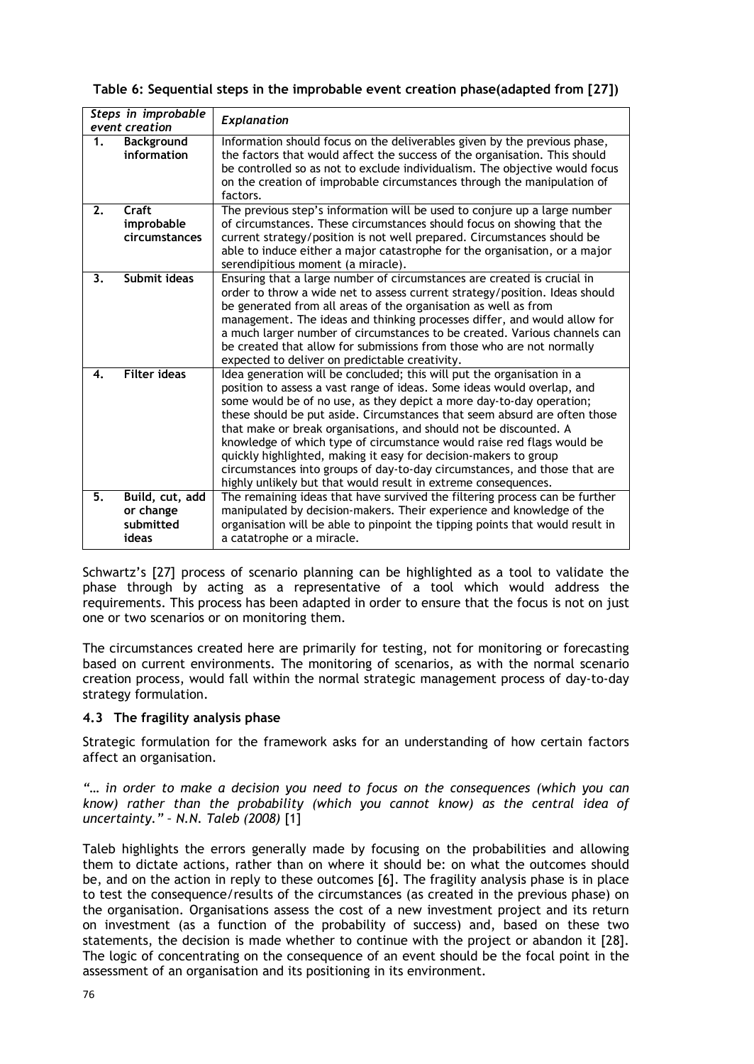**Table 6: Sequential steps in the improbable event creation phase(adapted from [27])**

| *Steps in improbable event creation* | | *Explanation* |
|---|---|---|
| **1.** | **Background information** | Information should focus on the deliverables given by the previous phase, the factors that would affect the success of the organisation. This should be controlled so as not to exclude individualism. The objective would focus on the creation of improbable circumstances through the manipulation of factors. |
| **2.** | **Craft improbable circumstances** | The previous step's information will be used to conjure up a large number of circumstances. These circumstances should focus on showing that the current strategy/position is not well prepared. Circumstances should be able to induce either a major catastrophe for the organisation, or a major serendipitious moment (a miracle). |
| **3.** | **Submit ideas** | Ensuring that a large number of circumstances are created is crucial in order to throw a wide net to assess current strategy/position. Ideas should be generated from all areas of the organisation as well as from management. The ideas and thinking processes differ, and would allow for a much larger number of circumstances to be created. Various channels can be created that allow for submissions from those who are not normally expected to deliver on predictable creativity. |
| **4.** | **Filter ideas** | Idea generation will be concluded; this will put the organisation in a position to assess a vast range of ideas. Some ideas would overlap, and some would be of no use, as they depict a more day-to-day operation; these should be put aside. Circumstances that seem absurd are often those that make or break organisations, and should not be discounted. A knowledge of which type of circumstance would raise red flags would be quickly highlighted, making it easy for decision-makers to group circumstances into groups of day-to-day circumstances, and those that are highly unlikely but that would result in extreme consequences. |
| **5.** | **Build, cut, add or change submitted ideas** | The remaining ideas that have survived the filtering process can be further manipulated by decision-makers. Their experience and knowledge of the organisation will be able to pinpoint the tipping points that would result in a catatrophe or a miracle. |

Schwartz's [27] process of scenario planning can be highlighted as a tool to validate the phase through by acting as a representative of a tool which would address the requirements. This process has been adapted in order to ensure that the focus is not on just one or two scenarios or on monitoring them.

The circumstances created here are primarily for testing, not for monitoring or forecasting based on current environments. The monitoring of scenarios, as with the normal scenario creation process, would fall within the normal strategic management process of day-to-day strategy formulation.

### 4.3 The fragility analysis phase

Strategic formulation for the framework asks for an understanding of how certain factors affect an organisation.

*"… in order to make a decision you need to focus on the consequences (which you can know) rather than the probability (which you cannot know) as the central idea of uncertainty." – N.N. Taleb (2008)* [1]

Taleb highlights the errors generally made by focusing on the probabilities and allowing them to dictate actions, rather than on where it should be: on what the outcomes should be, and on the action in reply to these outcomes [6]. The fragility analysis phase is in place to test the consequence/results of the circumstances (as created in the previous phase) on the organisation. Organisations assess the cost of a new investment project and its return on investment (as a function of the probability of success) and, based on these two statements, the decision is made whether to continue with the project or abandon it [28]. The logic of concentrating on the consequence of an event should be the focal point in the assessment of an organisation and its positioning in its environment.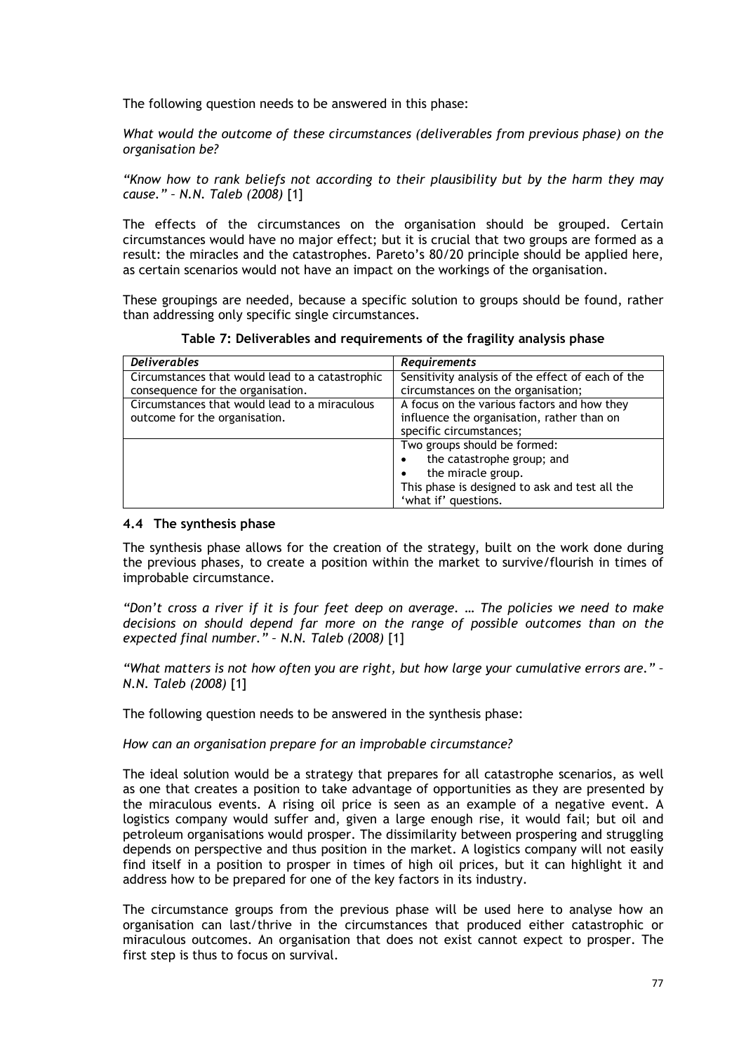The following question needs to be answered in this phase:

*What would the outcome of these circumstances (deliverables from previous phase) on the organisation be?*

*"Know how to rank beliefs not according to their plausibility but by the harm they may cause." – N.N. Taleb (2008)* [1]

The effects of the circumstances on the organisation should be grouped. Certain circumstances would have no major effect; but it is crucial that two groups are formed as a result: the miracles and the catastrophes. Pareto's 80/20 principle should be applied here, as certain scenarios would not have an impact on the workings of the organisation.

These groupings are needed, because a specific solution to groups should be found, rather than addressing only specific single circumstances.

**Table 7: Deliverables and requirements of the fragility analysis phase**

| *Deliverables* | *Requirements* |
|---|---|
| Circumstances that would lead to a catastrophic consequence for the organisation. | Sensitivity analysis of the effect of each of the circumstances on the organisation; |
| Circumstances that would lead to a miraculous outcome for the organisation. | A focus on the various factors and how they influence the organisation, rather than on specific circumstances; |
| | Two groups should be formed: <br>• the catastrophe group; and <br>• the miracle group. <br>This phase is designed to ask and test all the 'what if' questions. |

### 4.4 The synthesis phase

The synthesis phase allows for the creation of the strategy, built on the work done during the previous phases, to create a position within the market to survive/flourish in times of improbable circumstance.

*"Don't cross a river if it is four feet deep on average. … The policies we need to make decisions on should depend far more on the range of possible outcomes than on the expected final number." – N.N. Taleb (2008)* [1]

*"What matters is not how often you are right, but how large your cumulative errors are." – N.N. Taleb (2008)* [1]

The following question needs to be answered in the synthesis phase:

*How can an organisation prepare for an improbable circumstance?*

The ideal solution would be a strategy that prepares for all catastrophe scenarios, as well as one that creates a position to take advantage of opportunities as they are presented by the miraculous events. A rising oil price is seen as an example of a negative event. A logistics company would suffer and, given a large enough rise, it would fail; but oil and petroleum organisations would prosper. The dissimilarity between prospering and struggling depends on perspective and thus position in the market. A logistics company will not easily find itself in a position to prosper in times of high oil prices, but it can highlight it and address how to be prepared for one of the key factors in its industry.

The circumstance groups from the previous phase will be used here to analyse how an organisation can last/thrive in the circumstances that produced either catastrophic or miraculous outcomes. An organisation that does not exist cannot expect to prosper. The first step is thus to focus on survival.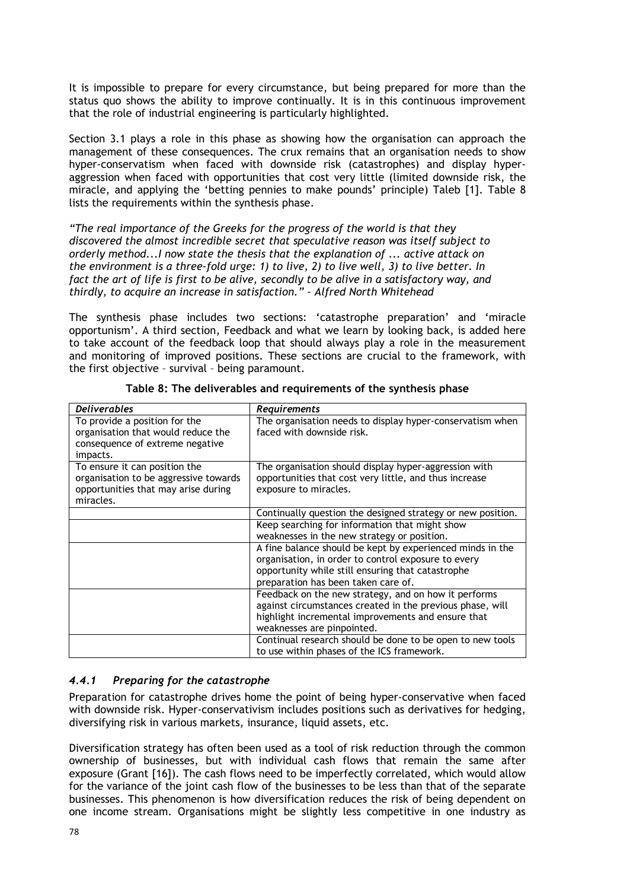It is impossible to prepare for every circumstance, but being prepared for more than the status quo shows the ability to improve continually. It is in this continuous improvement that the role of industrial engineering is particularly highlighted.

Section 3.1 plays a role in this phase as showing how the organisation can approach the management of these consequences. The crux remains that an organisation needs to show hyper-conservatism when faced with downside risk (catastrophes) and display hyper-aggression when faced with opportunities that cost very little (limited downside risk, the miracle, and applying the 'betting pennies to make pounds' principle) Taleb [1]. Table 8 lists the requirements within the synthesis phase.

*"The real importance of the Greeks for the progress of the world is that they discovered the almost incredible secret that speculative reason was itself subject to orderly method...I now state the thesis that the explanation of ... active attack on the environment is a three-fold urge: 1) to live, 2) to live well, 3) to live better. In fact the art of life is first to be alive, secondly to be alive in a satisfactory way, and thirdly, to acquire an increase in satisfaction." – Alfred North Whitehead*

The synthesis phase includes two sections: 'catastrophe preparation' and 'miracle opportunism'. A third section, Feedback and what we learn by looking back, is added here to take account of the feedback loop that should always play a role in the measurement and monitoring of improved positions. These sections are crucial to the framework, with the first objective – survival – being paramount.

**Table 8: The deliverables and requirements of the synthesis phase**

| *Deliverables* | *Requirements* |
|---|---|
| To provide a position for the organisation that would reduce the consequence of extreme negative impacts. | The organisation needs to display hyper-conservatism when faced with downside risk. |
| To ensure it can position the organisation to be aggressive towards opportunities that may arise during miracles. | The organisation should display hyper-aggression with opportunities that cost very little, and thus increase exposure to miracles. |
| | Continually question the designed strategy or new position. |
| | Keep searching for information that might show weaknesses in the new strategy or position. |
| | A fine balance should be kept by experienced minds in the organisation, in order to control exposure to every opportunity while still ensuring that catastrophe preparation has been taken care of. |
| | Feedback on the new strategy, and on how it performs against circumstances created in the previous phase, will highlight incremental improvements and ensure that weaknesses are pinpointed. |
| | Continual research should be done to be open to new tools to use within phases of the ICS framework. |

### *4.4.1 Preparing for the catastrophe*

Preparation for catastrophe drives home the point of being hyper-conservative when faced with downside risk. Hyper-conservativism includes positions such as derivatives for hedging, diversifying risk in various markets, insurance, liquid assets, etc.

Diversification strategy has often been used as a tool of risk reduction through the common ownership of businesses, but with individual cash flows that remain the same after exposure (Grant [16]). The cash flows need to be imperfectly correlated, which would allow for the variance of the joint cash flow of the businesses to be less than that of the separate businesses. This phenomenon is how diversification reduces the risk of being dependent on one income stream. Organisations might be slightly less competitive in one industry as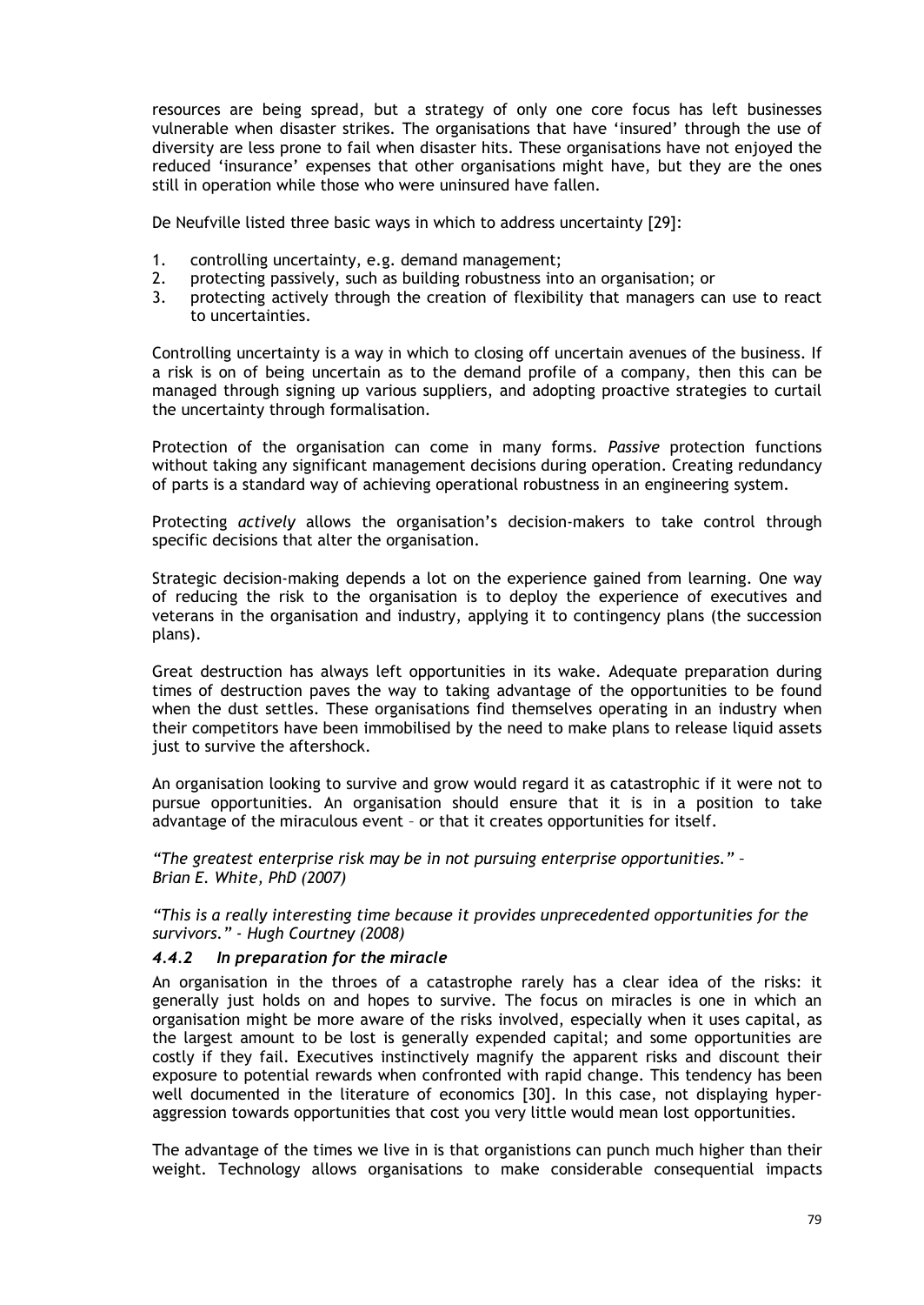resources are being spread, but a strategy of only one core focus has left businesses vulnerable when disaster strikes. The organisations that have 'insured' through the use of diversity are less prone to fail when disaster hits. These organisations have not enjoyed the reduced 'insurance' expenses that other organisations might have, but they are the ones still in operation while those who were uninsured have fallen.

De Neufville listed three basic ways in which to address uncertainty [29]:

1. controlling uncertainty, e.g. demand management;
2. protecting passively, such as building robustness into an organisation; or
3. protecting actively through the creation of flexibility that managers can use to react to uncertainties.

Controlling uncertainty is a way in which to closing off uncertain avenues of the business. If a risk is on of being uncertain as to the demand profile of a company, then this can be managed through signing up various suppliers, and adopting proactive strategies to curtail the uncertainty through formalisation.

Protection of the organisation can come in many forms. *Passive* protection functions without taking any significant management decisions during operation. Creating redundancy of parts is a standard way of achieving operational robustness in an engineering system.

Protecting *actively* allows the organisation's decision-makers to take control through specific decisions that alter the organisation.

Strategic decision-making depends a lot on the experience gained from learning. One way of reducing the risk to the organisation is to deploy the experience of executives and veterans in the organisation and industry, applying it to contingency plans (the succession plans).

Great destruction has always left opportunities in its wake. Adequate preparation during times of destruction paves the way to taking advantage of the opportunities to be found when the dust settles. These organisations find themselves operating in an industry when their competitors have been immobilised by the need to make plans to release liquid assets just to survive the aftershock.

An organisation looking to survive and grow would regard it as catastrophic if it were not to pursue opportunities. An organisation should ensure that it is in a position to take advantage of the miraculous event – or that it creates opportunities for itself.

*"The greatest enterprise risk may be in not pursuing enterprise opportunities." – Brian E. White, PhD (2007)*

*"This is a really interesting time because it provides unprecedented opportunities for the survivors." - Hugh Courtney (2008)*

### *4.4.2 In preparation for the miracle*

An organisation in the throes of a catastrophe rarely has a clear idea of the risks: it generally just holds on and hopes to survive. The focus on miracles is one in which an organisation might be more aware of the risks involved, especially when it uses capital, as the largest amount to be lost is generally expended capital; and some opportunities are costly if they fail. Executives instinctively magnify the apparent risks and discount their exposure to potential rewards when confronted with rapid change. This tendency has been well documented in the literature of economics [30]. In this case, not displaying hyper-aggression towards opportunities that cost you very little would mean lost opportunities.

The advantage of the times we live in is that organistions can punch much higher than their weight. Technology allows organisations to make considerable consequential impacts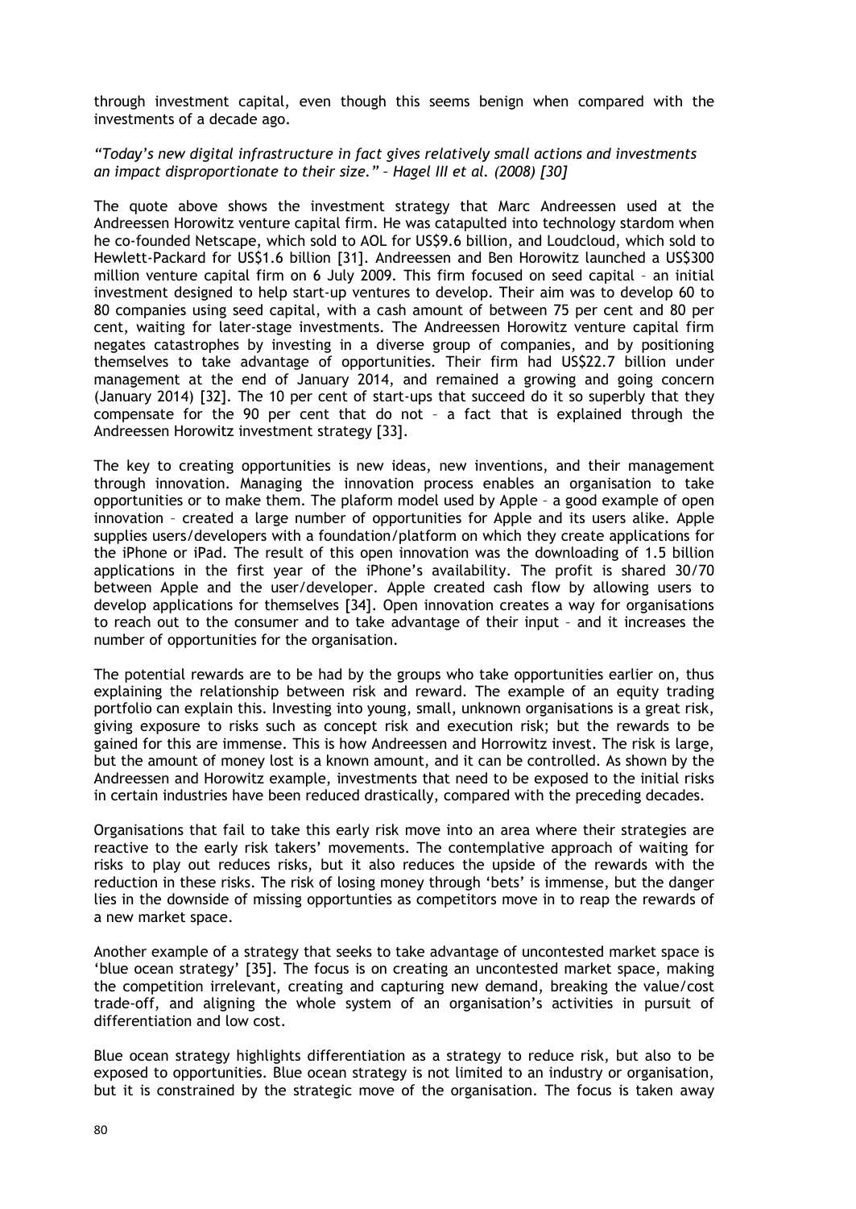through investment capital, even though this seems benign when compared with the investments of a decade ago.

*"Today's new digital infrastructure in fact gives relatively small actions and investments an impact disproportionate to their size." – Hagel III et al. (2008) [30]*

The quote above shows the investment strategy that Marc Andreessen used at the Andreessen Horowitz venture capital firm. He was catapulted into technology stardom when he co-founded Netscape, which sold to AOL for US$9.6 billion, and Loudcloud, which sold to Hewlett-Packard for US$1.6 billion [31]. Andreessen and Ben Horowitz launched a US$300 million venture capital firm on 6 July 2009. This firm focused on seed capital – an initial investment designed to help start-up ventures to develop. Their aim was to develop 60 to 80 companies using seed capital, with a cash amount of between 75 per cent and 80 per cent, waiting for later-stage investments. The Andreessen Horowitz venture capital firm negates catastrophes by investing in a diverse group of companies, and by positioning themselves to take advantage of opportunities. Their firm had US$22.7 billion under management at the end of January 2014, and remained a growing and going concern (January 2014) [32]. The 10 per cent of start-ups that succeed do it so superbly that they compensate for the 90 per cent that do not – a fact that is explained through the Andreessen Horowitz investment strategy [33].

The key to creating opportunities is new ideas, new inventions, and their management through innovation. Managing the innovation process enables an organisation to take opportunities or to make them. The plaform model used by Apple – a good example of open innovation – created a large number of opportunities for Apple and its users alike. Apple supplies users/developers with a foundation/platform on which they create applications for the iPhone or iPad. The result of this open innovation was the downloading of 1.5 billion applications in the first year of the iPhone's availability. The profit is shared 30/70 between Apple and the user/developer. Apple created cash flow by allowing users to develop applications for themselves [34]. Open innovation creates a way for organisations to reach out to the consumer and to take advantage of their input – and it increases the number of opportunities for the organisation.

The potential rewards are to be had by the groups who take opportunities earlier on, thus explaining the relationship between risk and reward. The example of an equity trading portfolio can explain this. Investing into young, small, unknown organisations is a great risk, giving exposure to risks such as concept risk and execution risk; but the rewards to be gained for this are immense. This is how Andreessen and Horrowitz invest. The risk is large, but the amount of money lost is a known amount, and it can be controlled. As shown by the Andreessen and Horowitz example, investments that need to be exposed to the initial risks in certain industries have been reduced drastically, compared with the preceding decades.

Organisations that fail to take this early risk move into an area where their strategies are reactive to the early risk takers' movements. The contemplative approach of waiting for risks to play out reduces risks, but it also reduces the upside of the rewards with the reduction in these risks. The risk of losing money through 'bets' is immense, but the danger lies in the downside of missing opportunties as competitors move in to reap the rewards of a new market space.

Another example of a strategy that seeks to take advantage of uncontested market space is 'blue ocean strategy' [35]. The focus is on creating an uncontested market space, making the competition irrelevant, creating and capturing new demand, breaking the value/cost trade-off, and aligning the whole system of an organisation's activities in pursuit of differentiation and low cost.

Blue ocean strategy highlights differentiation as a strategy to reduce risk, but also to be exposed to opportunities. Blue ocean strategy is not limited to an industry or organisation, but it is constrained by the strategic move of the organisation. The focus is taken away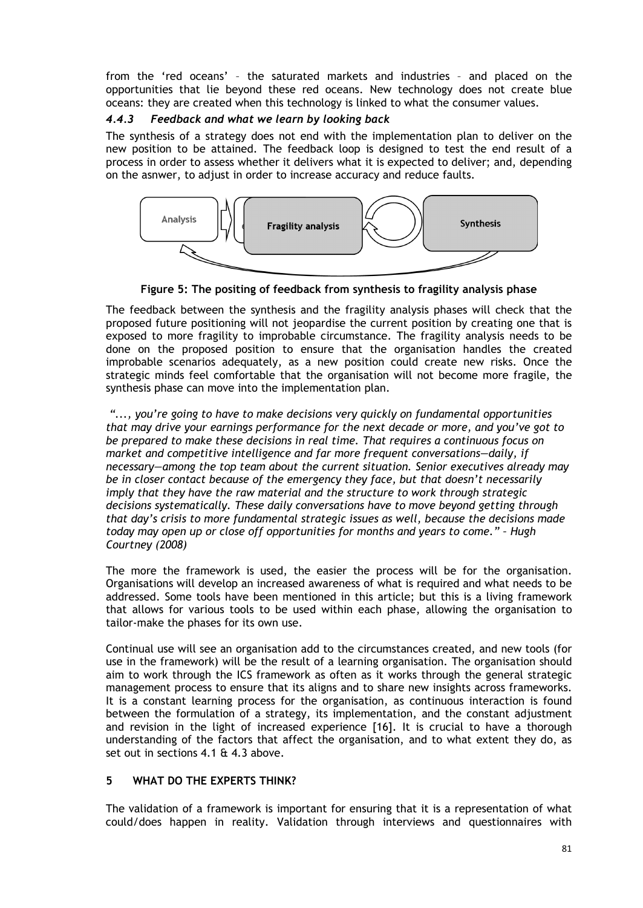from the 'red oceans' – the saturated markets and industries – and placed on the opportunities that lie beyond these red oceans. New technology does not create blue oceans: they are created when this technology is linked to what the consumer values.

#### *4.4.3 Feedback and what we learn by looking back*

The synthesis of a strategy does not end with the implementation plan to deliver on the new position to be attained. The feedback loop is designed to test the end result of a process in order to assess whether it delivers what it is expected to deliver; and, depending on the asnwer, to adjust in order to increase accuracy and reduce faults.

**Figure 5: The positing of feedback from synthesis to fragility analysis phase**

The feedback between the synthesis and the fragility analysis phases will check that the proposed future positioning will not jeopardise the current position by creating one that is exposed to more fragility to improbable circumstance. The fragility analysis needs to be done on the proposed position to ensure that the organisation handles the created improbable scenarios adequately, as a new position could create new risks. Once the strategic minds feel comfortable that the organisation will not become more fragile, the synthesis phase can move into the implementation plan.

*"..., you're going to have to make decisions very quickly on fundamental opportunities that may drive your earnings performance for the next decade or more, and you've got to be prepared to make these decisions in real time. That requires a continuous focus on market and competitive intelligence and far more frequent conversations—daily, if necessary—among the top team about the current situation. Senior executives already may be in closer contact because of the emergency they face, but that doesn't necessarily imply that they have the raw material and the structure to work through strategic decisions systematically. These daily conversations have to move beyond getting through that day's crisis to more fundamental strategic issues as well, because the decisions made today may open up or close off opportunities for months and years to come." – Hugh Courtney (2008)*

The more the framework is used, the easier the process will be for the organisation. Organisations will develop an increased awareness of what is required and what needs to be addressed. Some tools have been mentioned in this article; but this is a living framework that allows for various tools to be used within each phase, allowing the organisation to tailor-make the phases for its own use.

Continual use will see an organisation add to the circumstances created, and new tools (for use in the framework) will be the result of a learning organisation. The organisation should aim to work through the ICS framework as often as it works through the general strategic management process to ensure that its aligns and to share new insights across frameworks. It is a constant learning process for the organisation, as continuous interaction is found between the formulation of a strategy, its implementation, and the constant adjustment and revision in the light of increased experience [16]. It is crucial to have a thorough understanding of the factors that affect the organisation, and to what extent they do, as set out in sections 4.1 & 4.3 above.

## 5 WHAT DO THE EXPERTS THINK?

The validation of a framework is important for ensuring that it is a representation of what could/does happen in reality. Validation through interviews and questionnaires with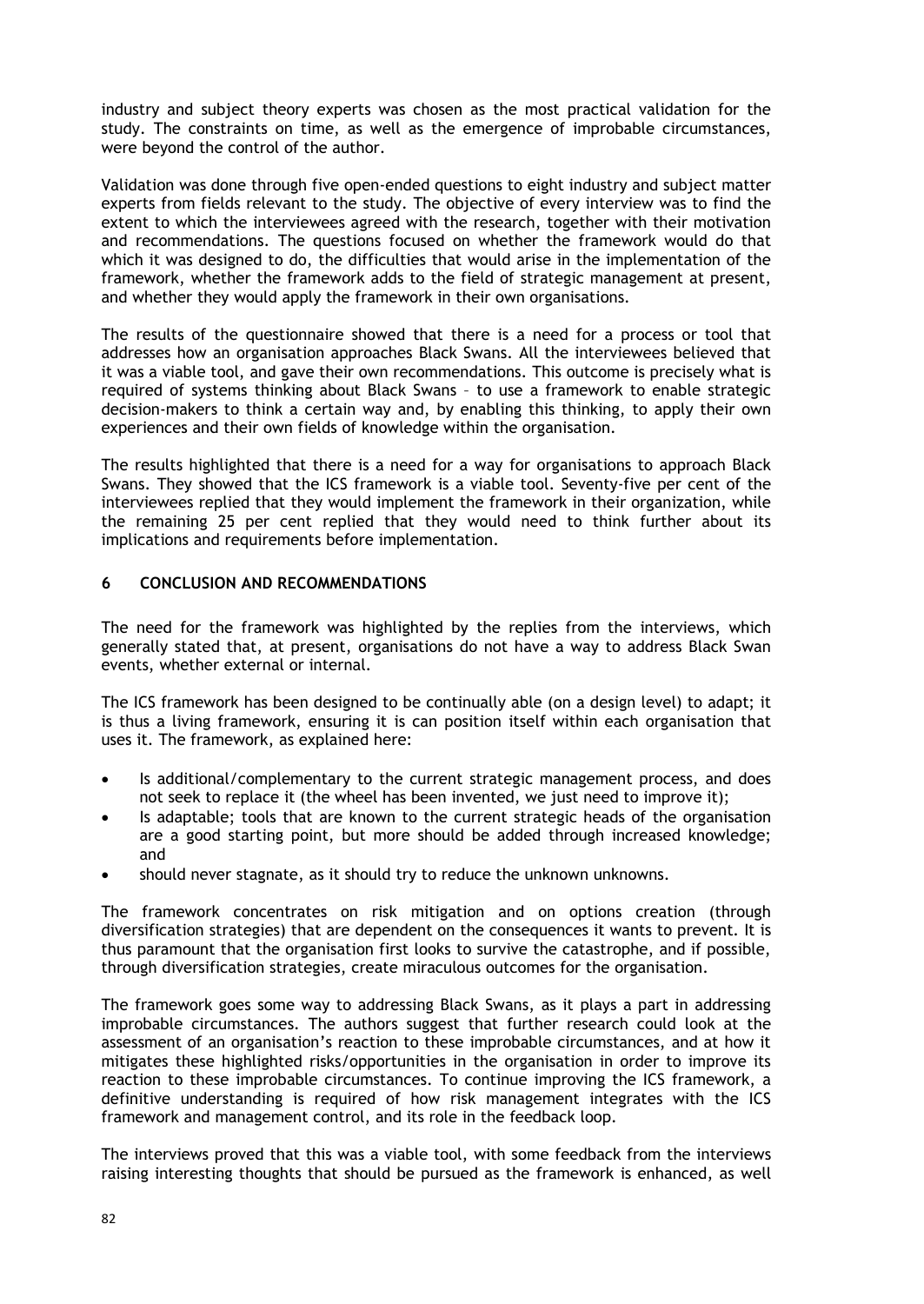industry and subject theory experts was chosen as the most practical validation for the study. The constraints on time, as well as the emergence of improbable circumstances, were beyond the control of the author.

Validation was done through five open-ended questions to eight industry and subject matter experts from fields relevant to the study. The objective of every interview was to find the extent to which the interviewees agreed with the research, together with their motivation and recommendations. The questions focused on whether the framework would do that which it was designed to do, the difficulties that would arise in the implementation of the framework, whether the framework adds to the field of strategic management at present, and whether they would apply the framework in their own organisations.

The results of the questionnaire showed that there is a need for a process or tool that addresses how an organisation approaches Black Swans. All the interviewees believed that it was a viable tool, and gave their own recommendations. This outcome is precisely what is required of systems thinking about Black Swans – to use a framework to enable strategic decision-makers to think a certain way and, by enabling this thinking, to apply their own experiences and their own fields of knowledge within the organisation.

The results highlighted that there is a need for a way for organisations to approach Black Swans. They showed that the ICS framework is a viable tool. Seventy-five per cent of the interviewees replied that they would implement the framework in their organization, while the remaining 25 per cent replied that they would need to think further about its implications and requirements before implementation.

## 6 CONCLUSION AND RECOMMENDATIONS

The need for the framework was highlighted by the replies from the interviews, which generally stated that, at present, organisations do not have a way to address Black Swan events, whether external or internal.

The ICS framework has been designed to be continually able (on a design level) to adapt; it is thus a living framework, ensuring it is can position itself within each organisation that uses it. The framework, as explained here:

- Is additional/complementary to the current strategic management process, and does not seek to replace it (the wheel has been invented, we just need to improve it);
- Is adaptable; tools that are known to the current strategic heads of the organisation are a good starting point, but more should be added through increased knowledge; and
- should never stagnate, as it should try to reduce the unknown unknowns.

The framework concentrates on risk mitigation and on options creation (through diversification strategies) that are dependent on the consequences it wants to prevent. It is thus paramount that the organisation first looks to survive the catastrophe, and if possible, through diversification strategies, create miraculous outcomes for the organisation.

The framework goes some way to addressing Black Swans, as it plays a part in addressing improbable circumstances. The authors suggest that further research could look at the assessment of an organisation's reaction to these improbable circumstances, and at how it mitigates these highlighted risks/opportunities in the organisation in order to improve its reaction to these improbable circumstances. To continue improving the ICS framework, a definitive understanding is required of how risk management integrates with the ICS framework and management control, and its role in the feedback loop.

The interviews proved that this was a viable tool, with some feedback from the interviews raising interesting thoughts that should be pursued as the framework is enhanced, as well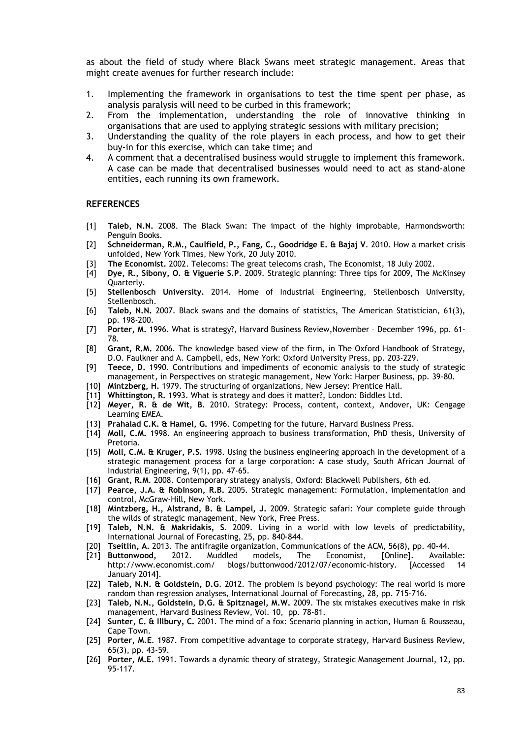as about the field of study where Black Swans meet strategic management. Areas that might create avenues for further research include:

1. Implementing the framework in organisations to test the time spent per phase, as analysis paralysis will need to be curbed in this framework;
2. From the implementation, understanding the role of innovative thinking in organisations that are used to applying strategic sessions with military precision;
3. Understanding the quality of the role players in each process, and how to get their buy-in for this exercise, which can take time; and
4. A comment that a decentralised business would struggle to implement this framework. A case can be made that decentralised businesses would need to act as stand-alone entities, each running its own framework.

## REFERENCES

[1] **Taleb, N.N.** 2008. The Black Swan: The impact of the highly improbable, Harmondsworth: Penguin Books.

[2] **Schneiderman, R.M., Caulfield, P., Fang, C., Goodridge E. & Bajaj V**. 2010. How a market crisis unfolded, New York Times, New York, 20 July 2010.

[3] **The Economist.** 2002. Telecoms: The great telecoms crash, The Economist, 18 July 2002.

[4] **Dye, R., Sibony, O. & Viguerie S.P**. 2009. Strategic planning: Three tips for 2009, The McKinsey Quarterly.

[5] **Stellenbosch University.** 2014. Home of Industrial Engineering, Stellenbosch University, Stellenbosch.

[6] **Taleb, N.N.** 2007. Black swans and the domains of statistics, The American Statistician, 61(3), pp. 198-200.

[7] **Porter, M.** 1996. What is strategy?, Harvard Business Review,November – December 1996, pp. 61-78.

[8] **Grant, R.M.** 2006. The knowledge based view of the firm, in The Oxford Handbook of Strategy, D.O. Faulkner and A. Campbell, eds, New York: Oxford University Press, pp. 203-229.

[9] **Teece, D.** 1990. Contributions and impediments of economic analysis to the study of strategic management, in Perspectives on strategic management, New York: Harper Business, pp. 39-80.

[10] **Mintzberg, H.** 1979. The structuring of organizations, New Jersey: Prentice Hall.

[11] **Whittington, R.** 1993. What is strategy and does it matter?, London: Biddles Ltd.

[12] **Meyer, R. & de Wit, B**. 2010. Strategy: Process, content, context, Andover, UK: Cengage Learning EMEA.

[13] **Prahalad C.K. & Hamel, G.** 1996. Competing for the future, Harvard Business Press.

[14] **Moll, C.M.** 1998. An engineering approach to business transformation, PhD thesis, University of Pretoria.

[15] **Moll, C.M. & Kruger, P.S.** 1998. Using the business engineering approach in the development of a strategic management process for a large corporation: A case study, South African Journal of Industrial Engineering, 9(1), pp. 47-65.

[16] **Grant, R.M**. 2008. Contemporary strategy analysis, Oxford: Blackwell Publishers, 6th ed.

[17] **Pearce, J.A. & Robinson, R.B.** 2005. Strategic management: Formulation, implementation and control, McGraw-Hill, New York.

[18] **Mintzberg, H., Alstrand, B. & Lampel, J.** 2009. Strategic safari: Your complete guide through the wilds of strategic management, New York, Free Press.

[19] **Taleb, N.N. & Makridakis, S**. 2009. Living in a world with low levels of predictability, International Journal of Forecasting, 25, pp. 840-844.

[20] **Tseitlin, A.** 2013. The antifragile organization, Communications of the ACM, 56(8), pp. 40-44.

[21] **Buttonwood,** 2012. Muddled models, The Economist, [Online]. Available: http://www.economist.com/ blogs/buttonwood/2012/07/economic-history. [Accessed 14 January 2014].

[22] **Taleb, N.N. & Goldstein, D.G**. 2012. The problem is beyond psychology: The real world is more random than regression analyses, International Journal of Forecasting, 28, pp. 715-716.

[23] **Taleb, N.N., Goldstein, D.G. & Spitznagel, M.W.** 2009. The six mistakes executives make in risk management, Harvard Business Review, Vol. 10, pp. 78-81.

[24] **Sunter, C. & Illbury, C.** 2001. The mind of a fox: Scenario planning in action, Human & Rousseau, Cape Town.

[25] **Porter, M.E**. 1987. From competitive advantage to corporate strategy, Harvard Business Review, 65(3), pp. 43-59.

[26] **Porter, M.E.** 1991. Towards a dynamic theory of strategy, Strategic Management Journal, 12, pp. 95-117.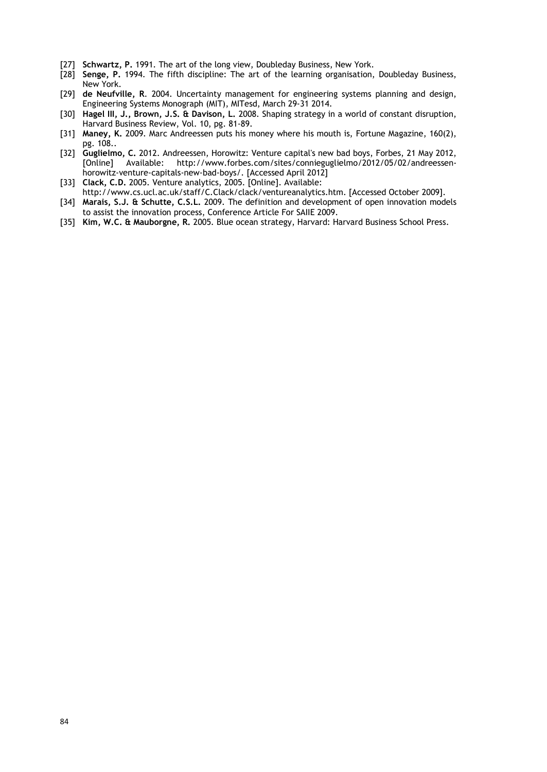[27] **Schwartz, P.** 1991. The art of the long view, Doubleday Business, New York.

[28] **Senge, P.** 1994. The fifth discipline: The art of the learning organisation, Doubleday Business, New York.

[29] **de Neufville, R**. 2004. Uncertainty management for engineering systems planning and design, Engineering Systems Monograph (MIT), MITesd, March 29-31 2014.

[30] **Hagel III, J., Brown, J.S. & Davison, L.** 2008. Shaping strategy in a world of constant disruption, Harvard Business Review, Vol. 10, pg. 81-89.

[31] **Maney, K.** 2009. Marc Andreessen puts his money where his mouth is, Fortune Magazine, 160(2), pg. 108..

[32] **Guglielmo, C.** 2012. Andreessen, Horowitz: Venture capital's new bad boys, Forbes, 21 May 2012, [Online] Available: http://www.forbes.com/sites/connieguglielmo/2012/05/02/andreessen-horowitz-venture-capitals-new-bad-boys/. [Accessed April 2012]

[33] **Clack, C.D.** 2005. Venture analytics, 2005. [Online]. Available: http://www.cs.ucl.ac.uk/staff/C.Clack/clack/ventureanalytics.htm. [Accessed October 2009].

[34] **Marais, S.J. & Schutte, C.S.L.** 2009. The definition and development of open innovation models to assist the innovation process, Conference Article For SAIIE 2009.

[35] **Kim, W.C. & Mauborgne, R.** 2005. Blue ocean strategy, Harvard: Harvard Business School Press.